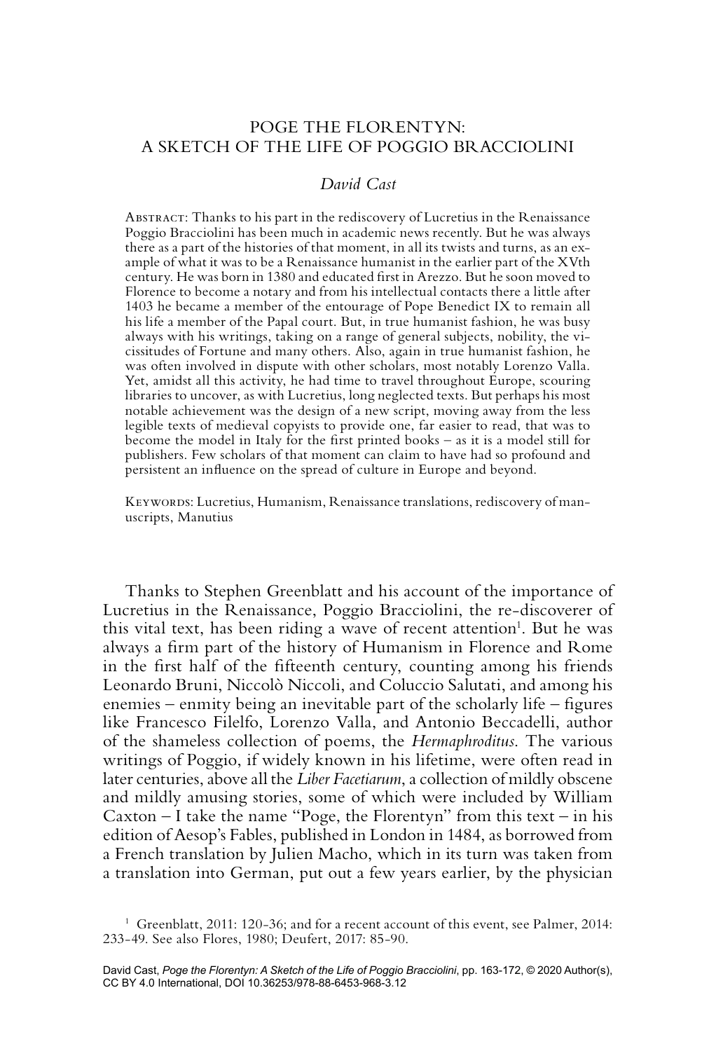# POGE THE FLORENTYN: A SKETCH OF THE LIFE OF POGGIO BRACCIOLINI

*David Cast*

Abstract: Thanks to his part in the rediscovery of Lucretius in the Renaissance Poggio Bracciolini has been much in academic news recently. But he was always there as a part of the histories of that moment, in all its twists and turns, as an example of what it was to be a Renaissance humanist in the earlier part of the XVth century. He was born in 1380 and educated first in Arezzo. But he soon moved to Florence to become a notary and from his intellectual contacts there a little after 1403 he became a member of the entourage of Pope Benedict IX to remain all his life a member of the Papal court. But, in true humanist fashion, he was busy always with his writings, taking on a range of general subjects, nobility, the vicissitudes of Fortune and many others. Also, again in true humanist fashion, he was often involved in dispute with other scholars, most notably Lorenzo Valla. Yet, amidst all this activity, he had time to travel throughout Europe, scouring libraries to uncover, as with Lucretius, long neglected texts. But perhaps his most notable achievement was the design of a new script, moving away from the less legible texts of medieval copyists to provide one, far easier to read, that was to become the model in Italy for the first printed books – as it is a model still for publishers. Few scholars of that moment can claim to have had so profound and persistent an influence on the spread of culture in Europe and beyond.

Keywords: Lucretius, Humanism, Renaissance translations, rediscovery of manuscripts, Manutius

Thanks to Stephen Greenblatt and his account of the importance of Lucretius in the Renaissance, Poggio Bracciolini, the re-discoverer of this vital text, has been riding a wave of recent attention[1]. But he was always a firm part of the history of Humanism in Florence and Rome in the first half of the fifteenth century, counting among his friends Leonardo Bruni, Niccolò Niccoli, and Coluccio Salutati, and among his enemies – enmity being an inevitable part of the scholarly life – figures like Francesco Filelfo, Lorenzo Valla, and Antonio Beccadelli, author of the shameless collection of poems, the *Hermaphroditus*. The various writings of Poggio, if widely known in his lifetime, were often read in later centuries, above all the *Liber Facetiarum*, a collection of mildly obscene and mildly amusing stories, some of which were included by William Caxton – I take the name "Poge, the Florentyn" from this text – in his edition of Aesop's Fables, published in London in 1484, as borrowed from a French translation by Julien Macho, which in its turn was taken from a translation into German, put out a few years earlier, by the physician

[1] Greenblatt, 2011: 120-36; and for a recent account of this event, see Palmer, 2014: 233-49. See also Flores, 1980; Deufert, 2017: 85-90.

David Cast, *Poge the Florentyn: A Sketch of the Life of Poggio Bracciolini*, pp. 163-172, © 2020 Author(s), CC BY 4.0 International, DOI 10.36253/978-88-6453-968-3.12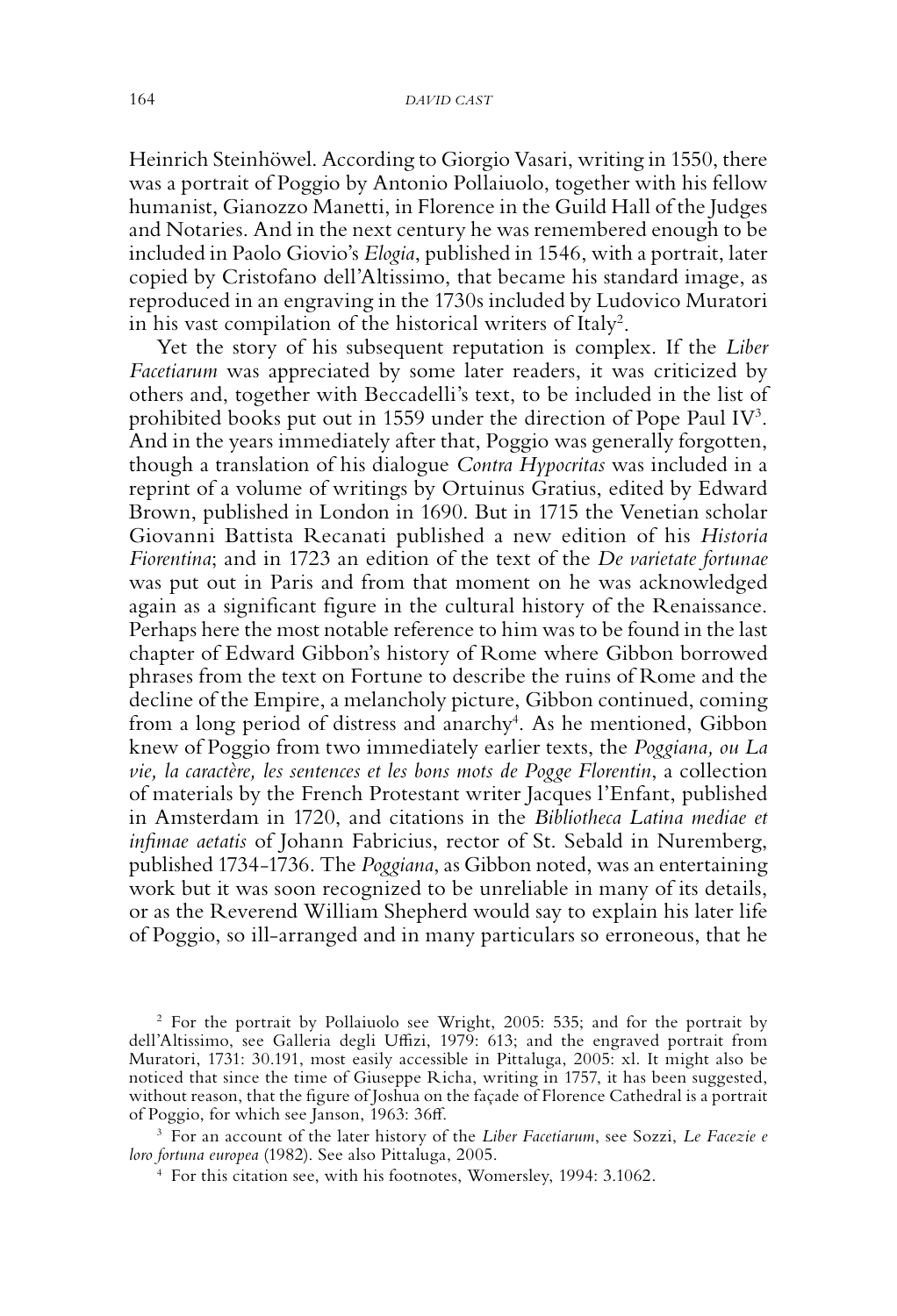Heinrich Steinhöwel. According to Giorgio Vasari, writing in 1550, there was a portrait of Poggio by Antonio Pollaiuolo, together with his fellow humanist, Gianozzo Manetti, in Florence in the Guild Hall of the Judges and Notaries. And in the next century he was remembered enough to be included in Paolo Giovio's *Elogia*, published in 1546, with a portrait, later copied by Cristofano dell'Altissimo, that became his standard image, as reproduced in an engraving in the 1730s included by Ludovico Muratori in his vast compilation of the historical writers of Italy[2].

Yet the story of his subsequent reputation is complex. If the *Liber Facetiarum* was appreciated by some later readers, it was criticized by others and, together with Beccadelli's text, to be included in the list of prohibited books put out in 1559 under the direction of Pope Paul IV[3]. And in the years immediately after that, Poggio was generally forgotten, though a translation of his dialogue *Contra Hypocritas* was included in a reprint of a volume of writings by Ortuinus Gratius, edited by Edward Brown, published in London in 1690. But in 1715 the Venetian scholar Giovanni Battista Recanati published a new edition of his *Historia Fiorentina*; and in 1723 an edition of the text of the *De varietate fortunae* was put out in Paris and from that moment on he was acknowledged again as a significant figure in the cultural history of the Renaissance. Perhaps here the most notable reference to him was to be found in the last chapter of Edward Gibbon's history of Rome where Gibbon borrowed phrases from the text on Fortune to describe the ruins of Rome and the decline of the Empire, a melancholy picture, Gibbon continued, coming from a long period of distress and anarchy[4]. As he mentioned, Gibbon knew of Poggio from two immediately earlier texts, the *Poggiana, ou La vie, la caractère, les sentences et les bons mots de Pogge Florentin*, a collection of materials by the French Protestant writer Jacques l'Enfant, published in Amsterdam in 1720, and citations in the *Bibliotheca Latina mediae et infimae aetatis* of Johann Fabricius, rector of St. Sebald in Nuremberg, published 1734-1736. The *Poggiana*, as Gibbon noted, was an entertaining work but it was soon recognized to be unreliable in many of its details, or as the Reverend William Shepherd would say to explain his later life of Poggio, so ill-arranged and in many particulars so erroneous, that he

[2] For the portrait by Pollaiuolo see Wright, 2005: 535; and for the portrait by dell'Altissimo, see Galleria degli Uffizi, 1979: 613; and the engraved portrait from Muratori, 1731: 30.191, most easily accessible in Pittaluga, 2005: xl. It might also be noticed that since the time of Giuseppe Richa, writing in 1757, it has been suggested, without reason, that the figure of Joshua on the façade of Florence Cathedral is a portrait of Poggio, for which see Janson, 1963: 36ff.

[3] For an account of the later history of the *Liber Facetiarum*, see Sozzi, *Le Facezie e loro fortuna europea* (1982). See also Pittaluga, 2005.

[4] For this citation see, with his footnotes, Womersley, 1994: 3.1062.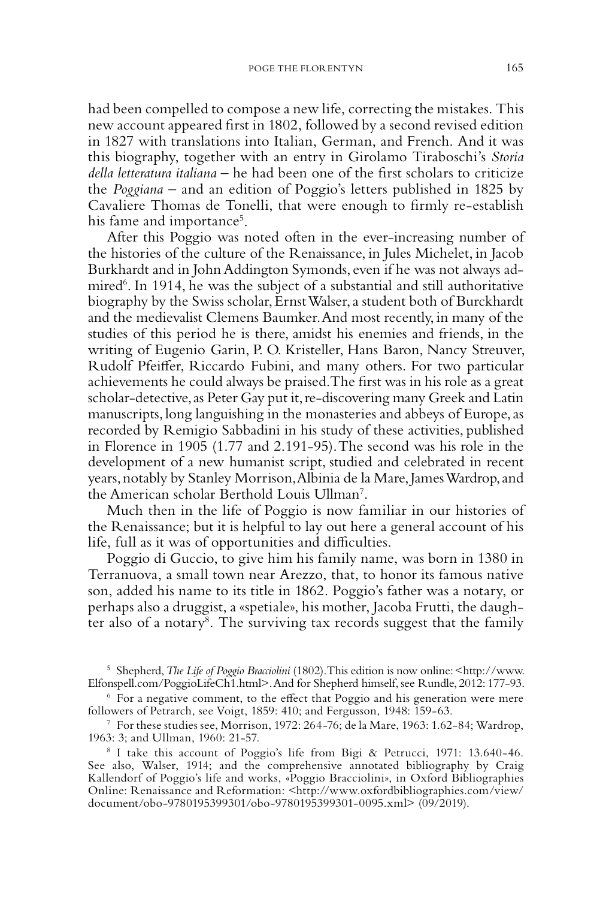had been compelled to compose a new life, correcting the mistakes. This new account appeared first in 1802, followed by a second revised edition in 1827 with translations into Italian, German, and French. And it was this biography, together with an entry in Girolamo Tiraboschi's *Storia della letteratura italiana* – he had been one of the first scholars to criticize the *Poggiana* – and an edition of Poggio's letters published in 1825 by Cavaliere Thomas de Tonelli, that were enough to firmly re-establish his fame and importance[5].

After this Poggio was noted often in the ever-increasing number of the histories of the culture of the Renaissance, in Jules Michelet, in Jacob Burkhardt and in John Addington Symonds, even if he was not always admired[6]. In 1914, he was the subject of a substantial and still authoritative biography by the Swiss scholar, Ernst Walser, a student both of Burckhardt and the medievalist Clemens Baumker. And most recently, in many of the studies of this period he is there, amidst his enemies and friends, in the writing of Eugenio Garin, P. O. Kristeller, Hans Baron, Nancy Streuver, Rudolf Pfeiffer, Riccardo Fubini, and many others. For two particular achievements he could always be praised. The first was in his role as a great scholar-detective, as Peter Gay put it, re-discovering many Greek and Latin manuscripts, long languishing in the monasteries and abbeys of Europe, as recorded by Remigio Sabbadini in his study of these activities, published in Florence in 1905 (1.77 and 2.191-95). The second was his role in the development of a new humanist script, studied and celebrated in recent years, notably by Stanley Morrison, Albinia de la Mare, James Wardrop, and the American scholar Berthold Louis Ullman[7].

Much then in the life of Poggio is now familiar in our histories of the Renaissance; but it is helpful to lay out here a general account of his life, full as it was of opportunities and difficulties.

Poggio di Guccio, to give him his family name, was born in 1380 in Terranuova, a small town near Arezzo, that, to honor its famous native son, added his name to its title in 1862. Poggio's father was a notary, or perhaps also a druggist, a «spetiale», his mother, Jacoba Frutti, the daughter also of a notary[8]. The surviving tax records suggest that the family

---

[5] Shepherd, *The Life of Poggio Bracciolini* (1802). This edition is now online: <http://www.Elfonspell.com/PoggioLifeCh1.html>. And for Shepherd himself, see Rundle, 2012: 177-93.

[6] For a negative comment, to the effect that Poggio and his generation were mere followers of Petrarch, see Voigt, 1859: 410; and Fergusson, 1948: 159-63.

[7] For these studies see, Morrison, 1972: 264-76; de la Mare, 1963: 1.62-84; Wardrop, 1963: 3; and Ullman, 1960: 21-57.

[8] I take this account of Poggio's life from Bigi & Petrucci, 1971: 13.640-46. See also, Walser, 1914; and the comprehensive annotated bibliography by Craig Kallendorf of Poggio's life and works, «Poggio Bracciolini», in Oxford Bibliographies Online: Renaissance and Reformation: <http://www.oxfordbibliographies.com/view/document/obo-9780195399301/obo-9780195399301-0095.xml> (09/2019).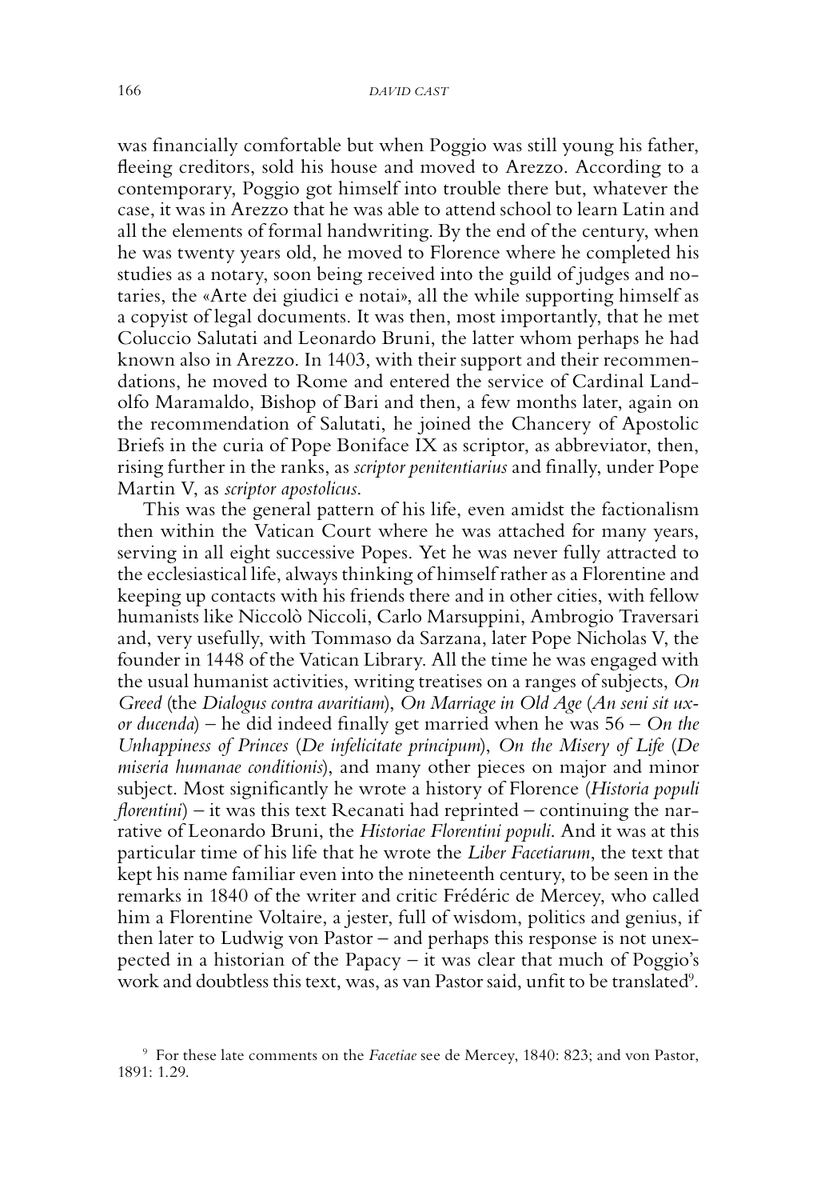was financially comfortable but when Poggio was still young his father, fleeing creditors, sold his house and moved to Arezzo. According to a contemporary, Poggio got himself into trouble there but, whatever the case, it was in Arezzo that he was able to attend school to learn Latin and all the elements of formal handwriting. By the end of the century, when he was twenty years old, he moved to Florence where he completed his studies as a notary, soon being received into the guild of judges and notaries, the «Arte dei giudici e notai», all the while supporting himself as a copyist of legal documents. It was then, most importantly, that he met Coluccio Salutati and Leonardo Bruni, the latter whom perhaps he had known also in Arezzo. In 1403, with their support and their recommendations, he moved to Rome and entered the service of Cardinal Landolfo Maramaldo, Bishop of Bari and then, a few months later, again on the recommendation of Salutati, he joined the Chancery of Apostolic Briefs in the curia of Pope Boniface IX as scriptor, as abbreviator, then, rising further in the ranks, as *scriptor penitentiarius* and finally, under Pope Martin V, as *scriptor apostolicus*.

This was the general pattern of his life, even amidst the factionalism then within the Vatican Court where he was attached for many years, serving in all eight successive Popes. Yet he was never fully attracted to the ecclesiastical life, always thinking of himself rather as a Florentine and keeping up contacts with his friends there and in other cities, with fellow humanists like Niccolò Niccoli, Carlo Marsuppini, Ambrogio Traversari and, very usefully, with Tommaso da Sarzana, later Pope Nicholas V, the founder in 1448 of the Vatican Library. All the time he was engaged with the usual humanist activities, writing treatises on a ranges of subjects, *On Greed* (the *Dialogus contra avaritiam*), *On Marriage in Old Age* (*An seni sit uxor ducenda*) – he did indeed finally get married when he was 56 – *On the Unhappiness of Princes* (*De infelicitate principum*), *On the Misery of Life* (*De miseria humanae conditionis*), and many other pieces on major and minor subject. Most significantly he wrote a history of Florence (*Historia populi florentini*) – it was this text Recanati had reprinted – continuing the narrative of Leonardo Bruni, the *Historiae Florentini populi*. And it was at this particular time of his life that he wrote the *Liber Facetiarum*, the text that kept his name familiar even into the nineteenth century, to be seen in the remarks in 1840 of the writer and critic Frédéric de Mercey, who called him a Florentine Voltaire, a jester, full of wisdom, politics and genius, if then later to Ludwig von Pastor – and perhaps this response is not unexpected in a historian of the Papacy – it was clear that much of Poggio's work and doubtless this text, was, as van Pastor said, unfit to be translated[9].

[9] For these late comments on the *Facetiae* see de Mercey, 1840: 823; and von Pastor, 1891: 1.29.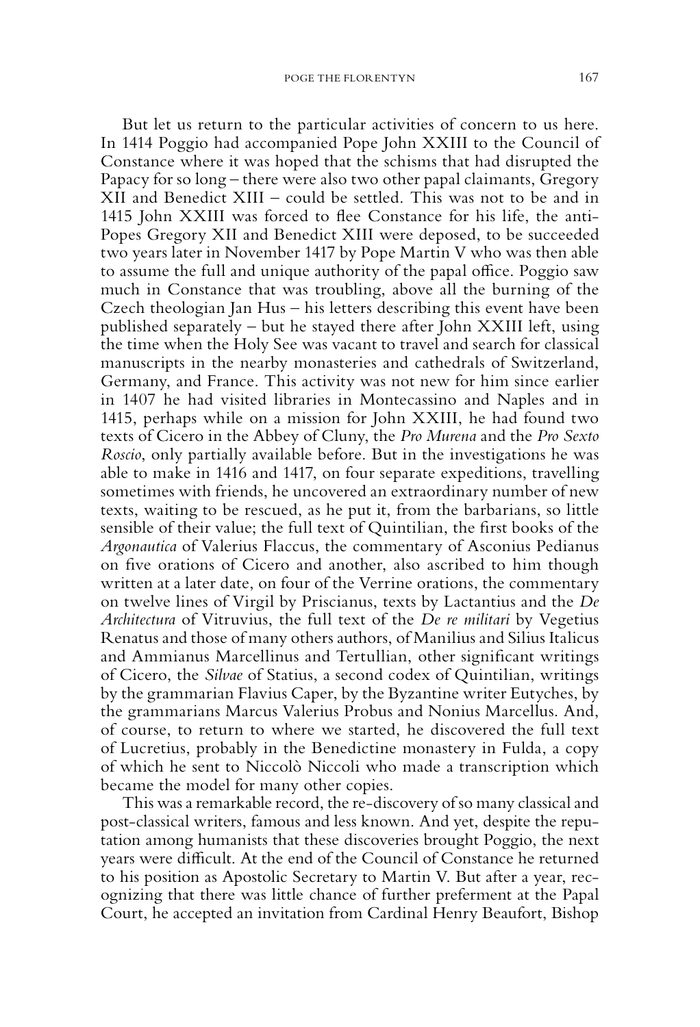But let us return to the particular activities of concern to us here. In 1414 Poggio had accompanied Pope John XXIII to the Council of Constance where it was hoped that the schisms that had disrupted the Papacy for so long – there were also two other papal claimants, Gregory XII and Benedict XIII – could be settled. This was not to be and in 1415 John XXIII was forced to flee Constance for his life, the anti-Popes Gregory XII and Benedict XIII were deposed, to be succeeded two years later in November 1417 by Pope Martin V who was then able to assume the full and unique authority of the papal office. Poggio saw much in Constance that was troubling, above all the burning of the Czech theologian Jan Hus – his letters describing this event have been published separately – but he stayed there after John XXIII left, using the time when the Holy See was vacant to travel and search for classical manuscripts in the nearby monasteries and cathedrals of Switzerland, Germany, and France. This activity was not new for him since earlier in 1407 he had visited libraries in Montecassino and Naples and in 1415, perhaps while on a mission for John XXIII, he had found two texts of Cicero in the Abbey of Cluny, the *Pro Murena* and the *Pro Sexto Roscio*, only partially available before. But in the investigations he was able to make in 1416 and 1417, on four separate expeditions, travelling sometimes with friends, he uncovered an extraordinary number of new texts, waiting to be rescued, as he put it, from the barbarians, so little sensible of their value; the full text of Quintilian, the first books of the *Argonautica* of Valerius Flaccus, the commentary of Asconius Pedianus on five orations of Cicero and another, also ascribed to him though written at a later date, on four of the Verrine orations, the commentary on twelve lines of Virgil by Priscianus, texts by Lactantius and the *De Architectura* of Vitruvius, the full text of the *De re militari* by Vegetius Renatus and those of many others authors, of Manilius and Silius Italicus and Ammianus Marcellinus and Tertullian, other significant writings of Cicero, the *Silvae* of Statius, a second codex of Quintilian, writings by the grammarian Flavius Caper, by the Byzantine writer Eutyches, by the grammarians Marcus Valerius Probus and Nonius Marcellus. And, of course, to return to where we started, he discovered the full text of Lucretius, probably in the Benedictine monastery in Fulda, a copy of which he sent to Niccolò Niccoli who made a transcription which became the model for many other copies.

This was a remarkable record, the re-discovery of so many classical and post-classical writers, famous and less known. And yet, despite the reputation among humanists that these discoveries brought Poggio, the next years were difficult. At the end of the Council of Constance he returned to his position as Apostolic Secretary to Martin V. But after a year, recognizing that there was little chance of further preferment at the Papal Court, he accepted an invitation from Cardinal Henry Beaufort, Bishop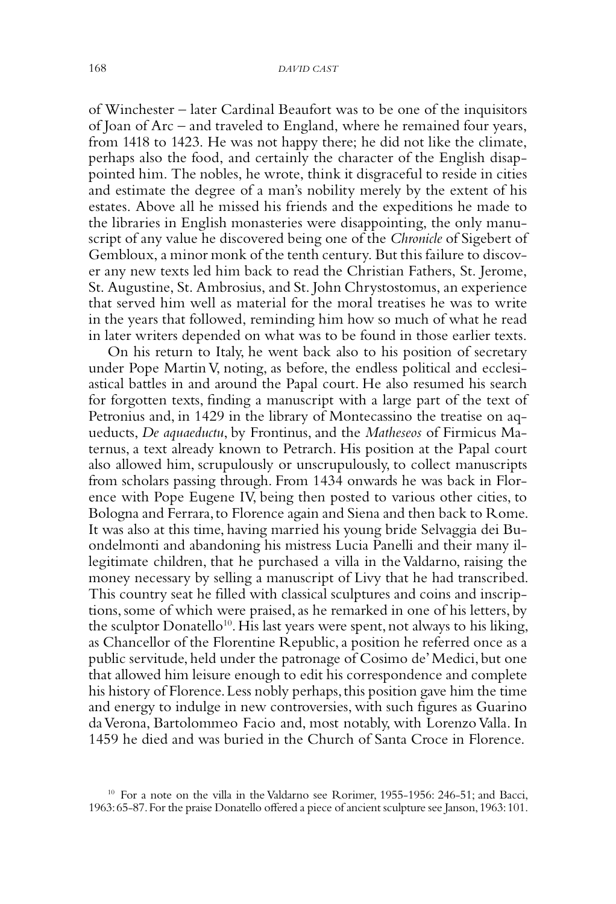of Winchester – later Cardinal Beaufort was to be one of the inquisitors of Joan of Arc – and traveled to England, where he remained four years, from 1418 to 1423. He was not happy there; he did not like the climate, perhaps also the food, and certainly the character of the English disappointed him. The nobles, he wrote, think it disgraceful to reside in cities and estimate the degree of a man's nobility merely by the extent of his estates. Above all he missed his friends and the expeditions he made to the libraries in English monasteries were disappointing, the only manuscript of any value he discovered being one of the *Chronicle* of Sigebert of Gembloux, a minor monk of the tenth century. But this failure to discover any new texts led him back to read the Christian Fathers, St. Jerome, St. Augustine, St. Ambrosius, and St. John Chrystostomus, an experience that served him well as material for the moral treatises he was to write in the years that followed, reminding him how so much of what he read in later writers depended on what was to be found in those earlier texts.

On his return to Italy, he went back also to his position of secretary under Pope Martin V, noting, as before, the endless political and ecclesiastical battles in and around the Papal court. He also resumed his search for forgotten texts, finding a manuscript with a large part of the text of Petronius and, in 1429 in the library of Montecassino the treatise on aqueducts, *De aquaeductu*, by Frontinus, and the *Matheseos* of Firmicus Maternus, a text already known to Petrarch. His position at the Papal court also allowed him, scrupulously or unscrupulously, to collect manuscripts from scholars passing through. From 1434 onwards he was back in Florence with Pope Eugene IV, being then posted to various other cities, to Bologna and Ferrara, to Florence again and Siena and then back to Rome. It was also at this time, having married his young bride Selvaggia dei Buondelmonti and abandoning his mistress Lucia Panelli and their many illegitimate children, that he purchased a villa in the Valdarno, raising the money necessary by selling a manuscript of Livy that he had transcribed. This country seat he filled with classical sculptures and coins and inscriptions, some of which were praised, as he remarked in one of his letters, by the sculptor Donatello[10]. His last years were spent, not always to his liking, as Chancellor of the Florentine Republic, a position he referred once as a public servitude, held under the patronage of Cosimo de' Medici, but one that allowed him leisure enough to edit his correspondence and complete his history of Florence. Less nobly perhaps, this position gave him the time and energy to indulge in new controversies, with such figures as Guarino da Verona, Bartolommeo Facio and, most notably, with Lorenzo Valla. In 1459 he died and was buried in the Church of Santa Croce in Florence.

[10] For a note on the villa in the Valdarno see Rorimer, 1955-1956: 246-51; and Bacci, 1963: 65-87. For the praise Donatello offered a piece of ancient sculpture see Janson, 1963: 101.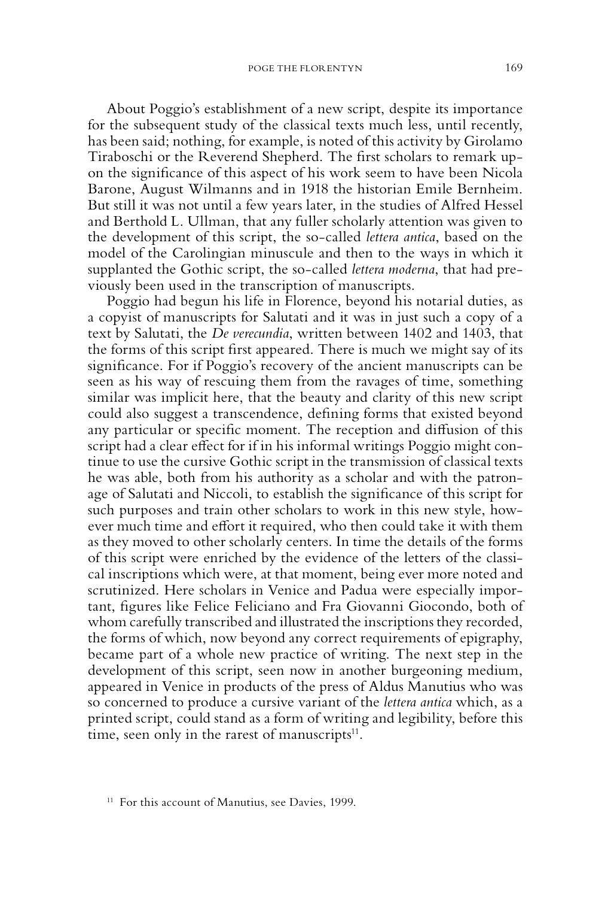About Poggio's establishment of a new script, despite its importance for the subsequent study of the classical texts much less, until recently, has been said; nothing, for example, is noted of this activity by Girolamo Tiraboschi or the Reverend Shepherd. The first scholars to remark upon the significance of this aspect of his work seem to have been Nicola Barone, August Wilmanns and in 1918 the historian Emile Bernheim. But still it was not until a few years later, in the studies of Alfred Hessel and Berthold L. Ullman, that any fuller scholarly attention was given to the development of this script, the so-called *lettera antica*, based on the model of the Carolingian minuscule and then to the ways in which it supplanted the Gothic script, the so-called *lettera moderna*, that had previously been used in the transcription of manuscripts.

Poggio had begun his life in Florence, beyond his notarial duties, as a copyist of manuscripts for Salutati and it was in just such a copy of a text by Salutati, the *De verecundia*, written between 1402 and 1403, that the forms of this script first appeared. There is much we might say of its significance. For if Poggio's recovery of the ancient manuscripts can be seen as his way of rescuing them from the ravages of time, something similar was implicit here, that the beauty and clarity of this new script could also suggest a transcendence, defining forms that existed beyond any particular or specific moment. The reception and diffusion of this script had a clear effect for if in his informal writings Poggio might continue to use the cursive Gothic script in the transmission of classical texts he was able, both from his authority as a scholar and with the patronage of Salutati and Niccoli, to establish the significance of this script for such purposes and train other scholars to work in this new style, however much time and effort it required, who then could take it with them as they moved to other scholarly centers. In time the details of the forms of this script were enriched by the evidence of the letters of the classical inscriptions which were, at that moment, being ever more noted and scrutinized. Here scholars in Venice and Padua were especially important, figures like Felice Feliciano and Fra Giovanni Giocondo, both of whom carefully transcribed and illustrated the inscriptions they recorded, the forms of which, now beyond any correct requirements of epigraphy, became part of a whole new practice of writing. The next step in the development of this script, seen now in another burgeoning medium, appeared in Venice in products of the press of Aldus Manutius who was so concerned to produce a cursive variant of the *lettera antica* which, as a printed script, could stand as a form of writing and legibility, before this time, seen only in the rarest of manuscripts[11].

[11] For this account of Manutius, see Davies, 1999.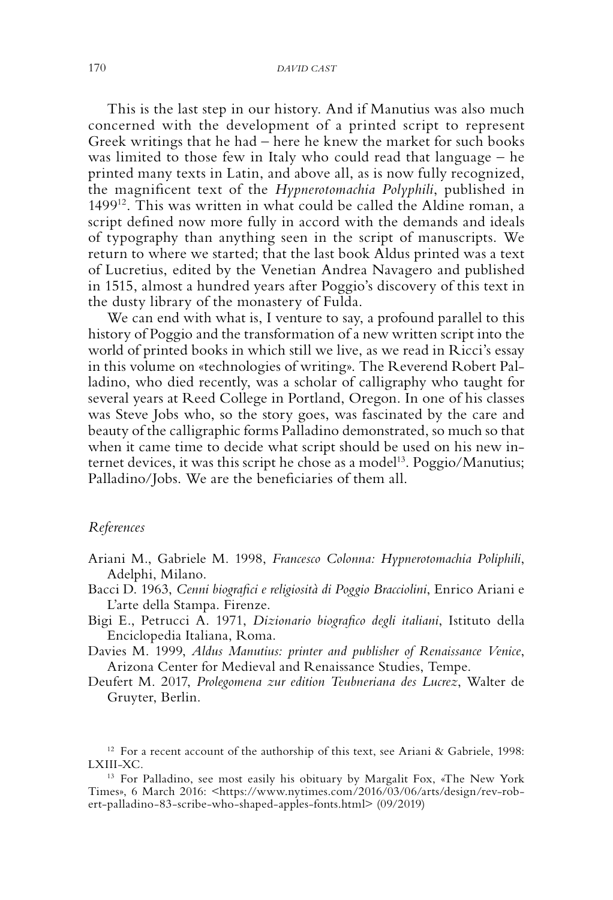This is the last step in our history. And if Manutius was also much concerned with the development of a printed script to represent Greek writings that he had – here he knew the market for such books was limited to those few in Italy who could read that language – he printed many texts in Latin, and above all, as is now fully recognized, the magnificent text of the *Hypnerotomachia Polyphili*, published in 1499[12]. This was written in what could be called the Aldine roman, a script defined now more fully in accord with the demands and ideals of typography than anything seen in the script of manuscripts. We return to where we started; that the last book Aldus printed was a text of Lucretius, edited by the Venetian Andrea Navagero and published in 1515, almost a hundred years after Poggio's discovery of this text in the dusty library of the monastery of Fulda.

We can end with what is, I venture to say, a profound parallel to this history of Poggio and the transformation of a new written script into the world of printed books in which still we live, as we read in Ricci's essay in this volume on «technologies of writing». The Reverend Robert Palladino, who died recently, was a scholar of calligraphy who taught for several years at Reed College in Portland, Oregon. In one of his classes was Steve Jobs who, so the story goes, was fascinated by the care and beauty of the calligraphic forms Palladino demonstrated, so much so that when it came time to decide what script should be used on his new internet devices, it was this script he chose as a model[13]. Poggio/Manutius; Palladino/Jobs. We are the beneficiaries of them all.

## *References*

Ariani M., Gabriele M. 1998, *Francesco Colonna: Hypnerotomachia Poliphili*, Adelphi, Milano.

Bacci D. 1963, *Cenni biografici e religiosità di Poggio Bracciolini*, Enrico Ariani e L'arte della Stampa. Firenze.

Bigi E., Petrucci A. 1971, *Dizionario biografico degli italiani*, Istituto della Enciclopedia Italiana, Roma.

Davies M. 1999, *Aldus Manutius: printer and publisher of Renaissance Venice*, Arizona Center for Medieval and Renaissance Studies, Tempe.

Deufert M. 2017, *Prolegomena zur edition Teubneriana des Lucrez*, Walter de Gruyter, Berlin.

---

[12] For a recent account of the authorship of this text, see Ariani & Gabriele, 1998: LXIII-XC.

[13] For Palladino, see most easily his obituary by Margalit Fox, «The New York Times», 6 March 2016: <https://www.nytimes.com/2016/03/06/arts/design/rev-robert-palladino-83-scribe-who-shaped-apples-fonts.html> (09/2019)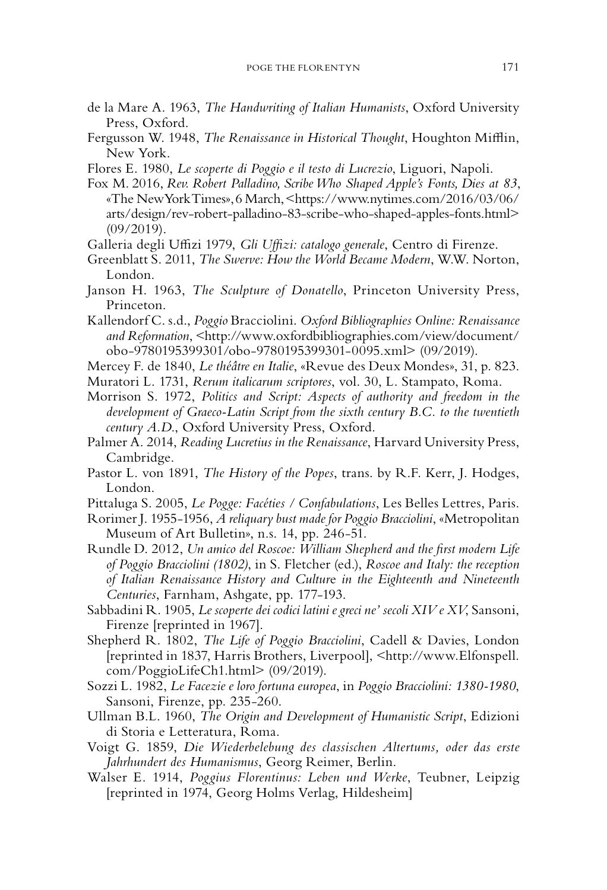de la Mare A. 1963, *The Handwriting of Italian Humanists*, Oxford University Press, Oxford.

Fergusson W. 1948, *The Renaissance in Historical Thought*, Houghton Mifflin, New York.

Flores E. 1980, *Le scoperte di Poggio e il testo di Lucrezio*, Liguori, Napoli.

Fox M. 2016, *Rev. Robert Palladino, Scribe Who Shaped Apple's Fonts, Dies at 83*, «The New York Times», 6 March, <https://www.nytimes.com/2016/03/06/arts/design/rev-robert-palladino-83-scribe-who-shaped-apples-fonts.html> (09/2019).

Galleria degli Uffizi 1979, *Gli Uffizi: catalogo generale*, Centro di Firenze.

Greenblatt S. 2011, *The Swerve: How the World Became Modern*, W.W. Norton, London.

Janson H. 1963, *The Sculpture of Donatello*, Princeton University Press, Princeton.

Kallendorf C. s.d., *Poggio* Bracciolini. *Oxford Bibliographies Online: Renaissance and Reformation*, <http://www.oxfordbibliographies.com/view/document/obo-9780195399301/obo-9780195399301-0095.xml> (09/2019).

Mercey F. de 1840, *Le théâtre en Italie*, «Revue des Deux Mondes», 31, p. 823.

Muratori L. 1731, *Rerum italicarum scriptores*, vol. 30, L. Stampato, Roma.

Morrison S. 1972, *Politics and Script: Aspects of authority and freedom in the development of Graeco-Latin Script from the sixth century B.C. to the twentieth century A.D.*, Oxford University Press, Oxford.

Palmer A. 2014, *Reading Lucretius in the Renaissance*, Harvard University Press, Cambridge.

Pastor L. von 1891, *The History of the Popes*, trans. by R.F. Kerr, J. Hodges, London.

Pittaluga S. 2005, *Le Pogge: Facéties / Confabulations*, Les Belles Lettres, Paris.

Rorimer J. 1955-1956, *A reliquary bust made for Poggio Bracciolini*, «Metropolitan Museum of Art Bulletin», n.s. 14, pp. 246-51.

Rundle D. 2012, *Un amico del Roscoe: William Shepherd and the first modern Life of Poggio Bracciolini (1802)*, in S. Fletcher (ed.), *Roscoe and Italy: the reception of Italian Renaissance History and Culture in the Eighteenth and Nineteenth Centuries*, Farnham, Ashgate, pp. 177-193.

Sabbadini R. 1905, *Le scoperte dei codici latini e greci ne' secoli XIV e XV*, Sansoni, Firenze [reprinted in 1967].

Shepherd R. 1802, *The Life of Poggio Bracciolini*, Cadell & Davies, London [reprinted in 1837, Harris Brothers, Liverpool], <http://www.Elfonspell.com/PoggioLifeCh1.html> (09/2019).

Sozzi L. 1982, *Le Facezie e loro fortuna europea*, in *Poggio Bracciolini: 1380-1980*, Sansoni, Firenze, pp. 235-260.

Ullman B.L. 1960, *The Origin and Development of Humanistic Script*, Edizioni di Storia e Letteratura, Roma.

Voigt G. 1859, *Die Wiederbelebung des classischen Altertums, oder das erste Jahrhundert des Humanismus*, Georg Reimer, Berlin.

Walser E. 1914, *Poggius Florentinus: Leben und Werke*, Teubner, Leipzig [reprinted in 1974, Georg Holms Verlag, Hildesheim]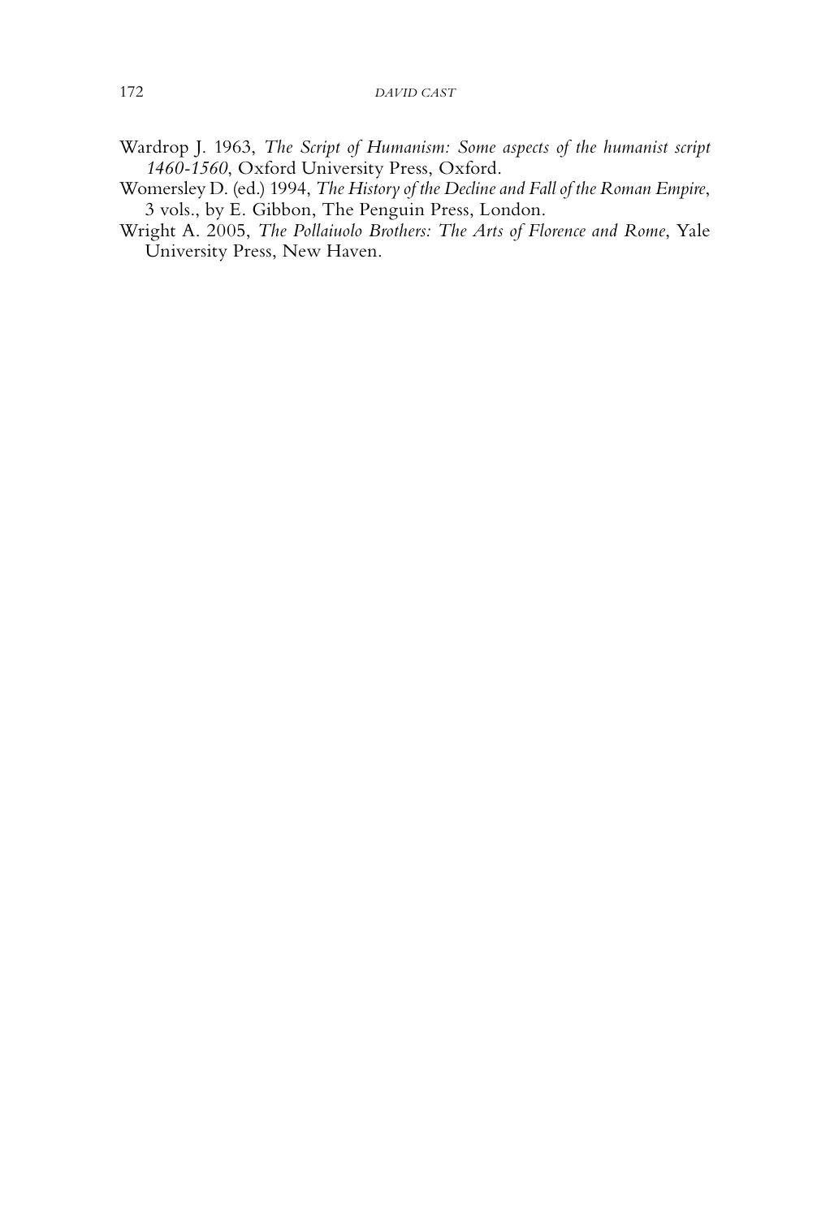Wardrop J. 1963, *The Script of Humanism: Some aspects of the humanist script 1460-1560*, Oxford University Press, Oxford.

Womersley D. (ed.) 1994, *The History of the Decline and Fall of the Roman Empire*, 3 vols., by E. Gibbon, The Penguin Press, London.

Wright A. 2005, *The Pollaiuolo Brothers: The Arts of Florence and Rome*, Yale University Press, New Haven.